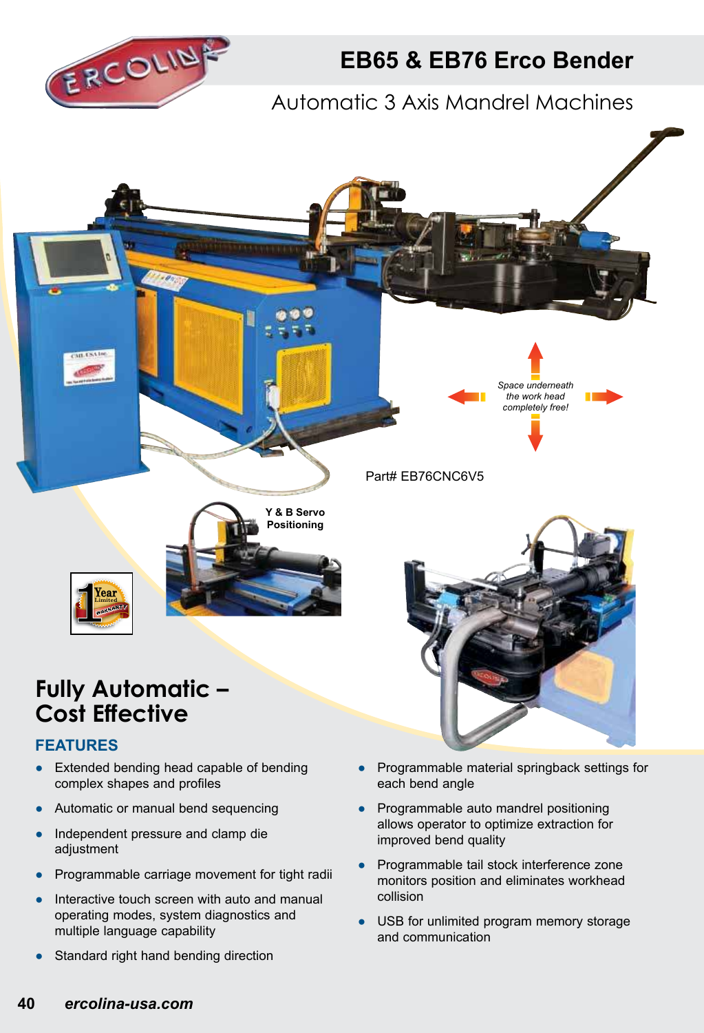# EB65 & EB76 Erco Bender

## Automatic 3 Axis Mandrel Machines

*Space underneath the work head completely free!*

Part# EB76CNC6V5

**Y & B Servo Positioning**

## Fully Automatic – Cost Effective

### FEATURES

- Extended bending head capable of bending complex shapes and profiles
- Automatic or manual bend sequencing
- Independent pressure and clamp die adjustment
- Programmable carriage movement for tight radii
- Interactive touch screen with auto and manual operating modes, system diagnostics and multiple language capability
- Standard right hand bending direction
- Programmable material springback settings for each bend angle
- Programmable auto mandrel positioning allows operator to optimize extraction for improved bend quality
- Programmable tail stock interference zone monitors position and eliminates workhead collision
- USB for unlimited program memory storage and communication

*ercolina-usa.com*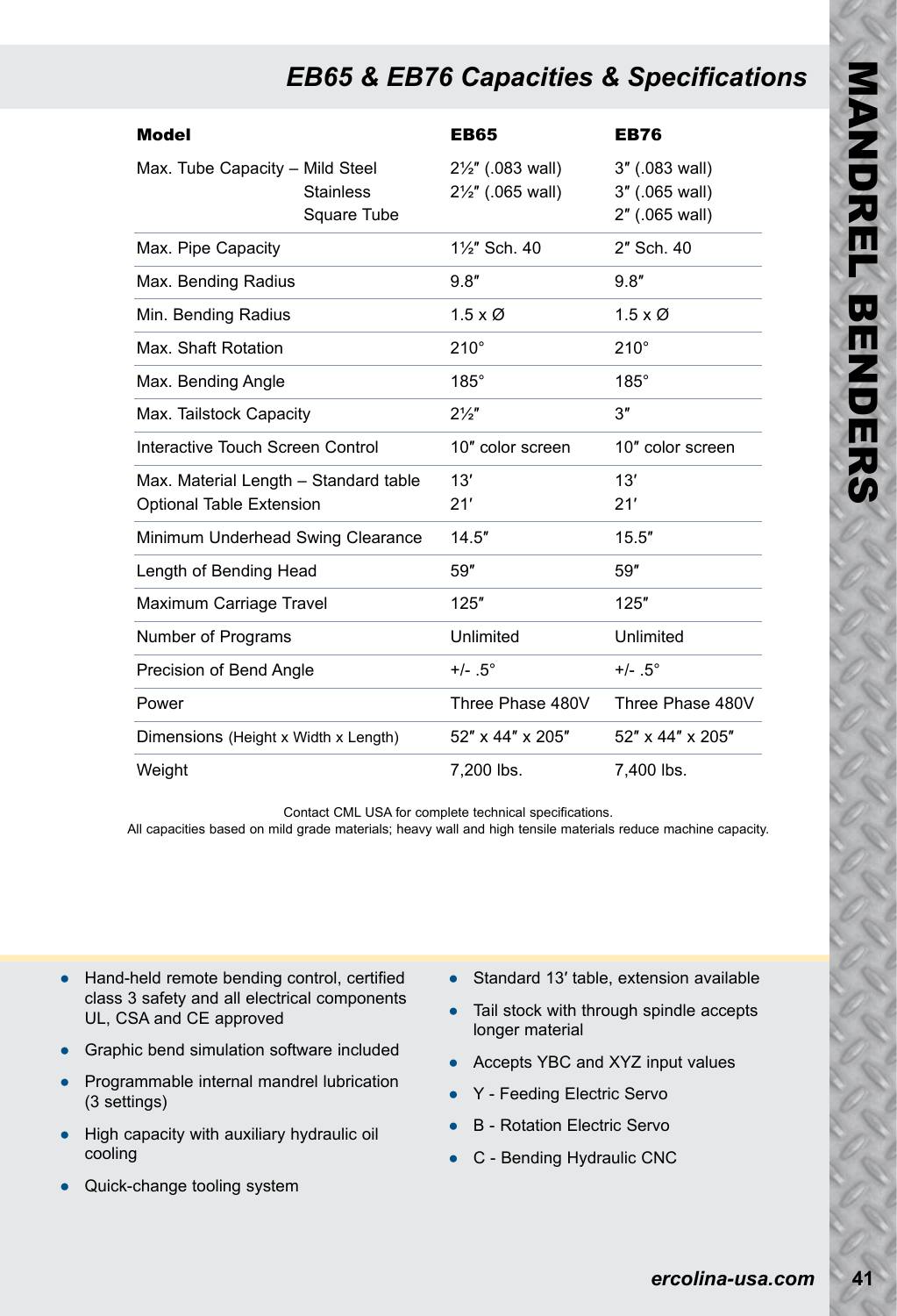## EB65 & EB76 Capacities & Specifications

| Model | EB65 | EB76 |
|---|---|---|
| Max. Tube Capacity – Mild Steel | 2½″ (.083 wall) | 3″ (.083 wall) |
| Stainless | 2½″ (.065 wall) | 3″ (.065 wall) |
| Square Tube | | 2″ (.065 wall) |
| Max. Pipe Capacity | 1½″ Sch. 40 | 2″ Sch. 40 |
| Max. Bending Radius | 9.8″ | 9.8″ |
| Min. Bending Radius | 1.5 x Ø | 1.5 x Ø |
| Max. Shaft Rotation | 210° | 210° |
| Max. Bending Angle | 185° | 185° |
| Max. Tailstock Capacity | 2½″ | 3″ |
| Interactive Touch Screen Control | 10″ color screen | 10″ color screen |
| Max. Material Length – Standard table | 13′ | 13′ |
| Optional Table Extension | 21′ | 21′ |
| Minimum Underhead Swing Clearance | 14.5″ | 15.5″ |
| Length of Bending Head | 59″ | 59″ |
| Maximum Carriage Travel | 125″ | 125″ |
| Number of Programs | Unlimited | Unlimited |
| Precision of Bend Angle | +/- .5° | +/- .5° |
| Power | Three Phase 480V | Three Phase 480V |
| Dimensions (Height x Width x Length) | 52″ x 44″ x 205″ | 52″ x 44″ x 205″ |
| Weight | 7,200 lbs. | 7,400 lbs. |

Contact CML USA for complete technical specifications.
All capacities based on mild grade materials; heavy wall and high tensile materials reduce machine capacity.

- Hand-held remote bending control, certified class 3 safety and all electrical components UL, CSA and CE approved
- Graphic bend simulation software included
- Programmable internal mandrel lubrication (3 settings)
- High capacity with auxiliary hydraulic oil cooling
- Quick-change tooling system
- Standard 13′ table, extension available
- Tail stock with through spindle accepts longer material
- Accepts YBC and XYZ input values
- Y - Feeding Electric Servo
- B - Rotation Electric Servo
- C - Bending Hydraulic CNC